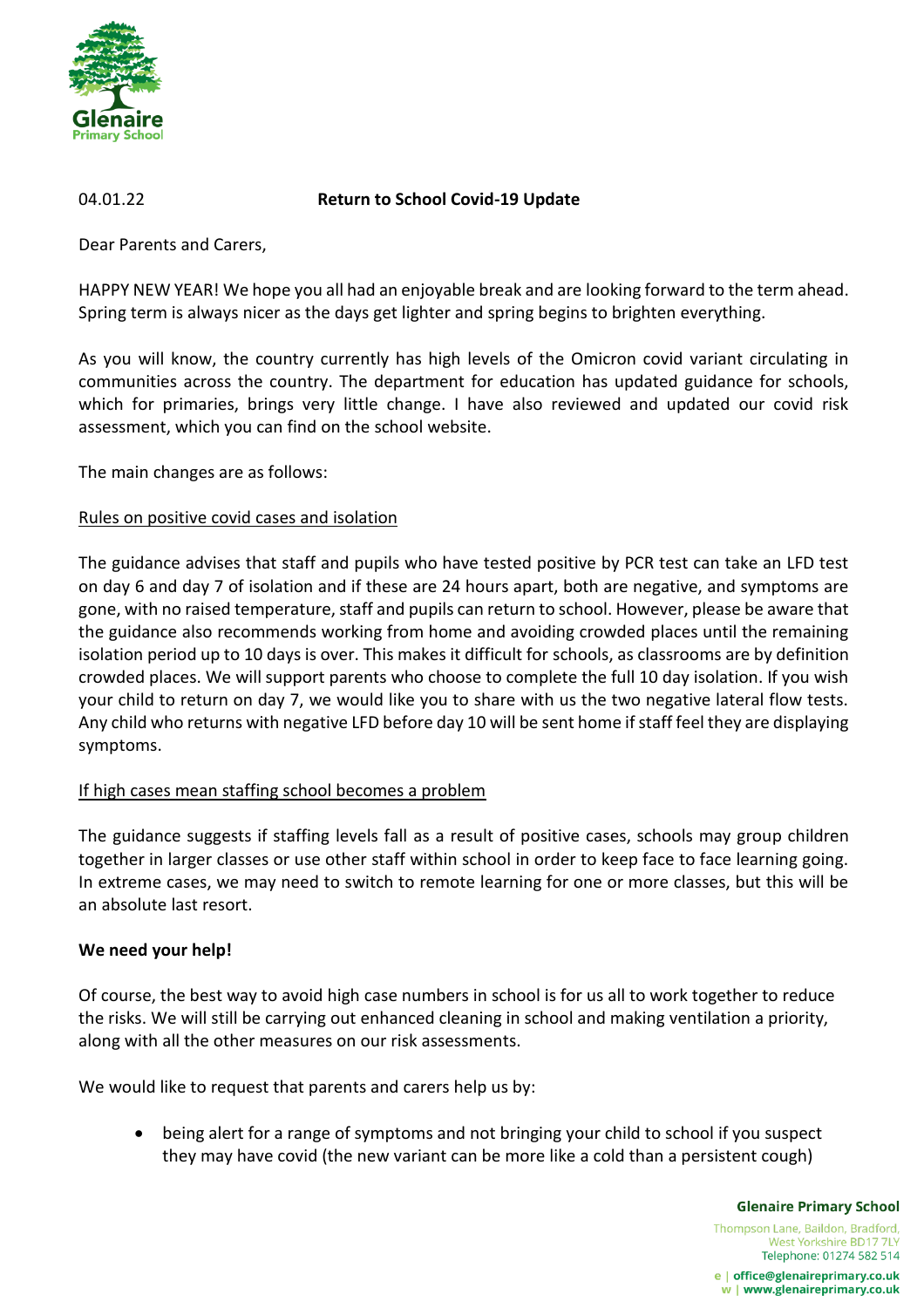Glenaire Primary School

04.01.22

# Return to School Covid-19 Update

Dear Parents and Carers,

HAPPY NEW YEAR! We hope you all had an enjoyable break and are looking forward to the term ahead. Spring term is always nicer as the days get lighter and spring begins to brighten everything.

As you will know, the country currently has high levels of the Omicron covid variant circulating in communities across the country. The department for education has updated guidance for schools, which for primaries, brings very little change. I have also reviewed and updated our covid risk assessment, which you can find on the school website.

The main changes are as follows:

<u>Rules on positive covid cases and isolation</u>

The guidance advises that staff and pupils who have tested positive by PCR test can take an LFD test on day 6 and day 7 of isolation and if these are 24 hours apart, both are negative, and symptoms are gone, with no raised temperature, staff and pupils can return to school. However, please be aware that the guidance also recommends working from home and avoiding crowded places until the remaining isolation period up to 10 days is over. This makes it difficult for schools, as classrooms are by definition crowded places. We will support parents who choose to complete the full 10 day isolation. If you wish your child to return on day 7, we would like you to share with us the two negative lateral flow tests. Any child who returns with negative LFD before day 10 will be sent home if staff feel they are displaying symptoms.

<u>If high cases mean staffing school becomes a problem</u>

The guidance suggests if staffing levels fall as a result of positive cases, schools may group children together in larger classes or use other staff within school in order to keep face to face learning going. In extreme cases, we may need to switch to remote learning for one or more classes, but this will be an absolute last resort.

**We need your help!**

Of course, the best way to avoid high case numbers in school is for us all to work together to reduce the risks. We will still be carrying out enhanced cleaning in school and making ventilation a priority, along with all the other measures on our risk assessments.

We would like to request that parents and carers help us by:

- being alert for a range of symptoms and not bringing your child to school if you suspect they may have covid (the new variant can be more like a cold than a persistent cough)

**Glenaire Primary School**
Thompson Lane, Baildon, Bradford, West Yorkshire BD17 7LY
Telephone: 01274 582 514
e | office@glenaireprimary.co.uk
w | www.glenaireprimary.co.uk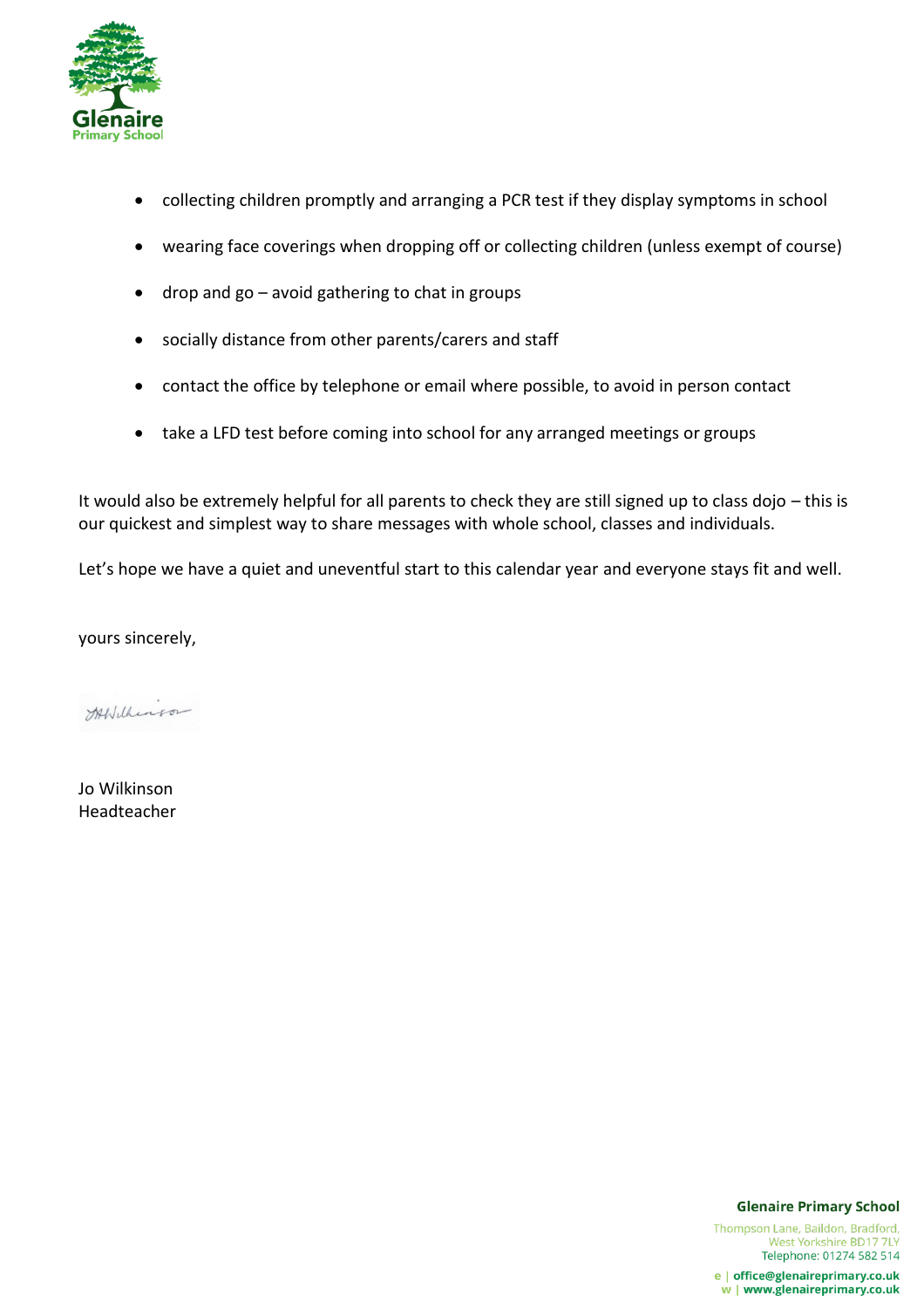- collecting children promptly and arranging a PCR test if they display symptoms in school
- wearing face coverings when dropping off or collecting children (unless exempt of course)
- drop and go – avoid gathering to chat in groups
- socially distance from other parents/carers and staff
- contact the office by telephone or email where possible, to avoid in person contact
- take a LFD test before coming into school for any arranged meetings or groups

It would also be extremely helpful for all parents to check they are still signed up to class dojo – this is our quickest and simplest way to share messages with whole school, classes and individuals.

Let's hope we have a quiet and uneventful start to this calendar year and everyone stays fit and well.

yours sincerely,

Jo Wilkinson
Headteacher

**Glenaire Primary School**
Thompson Lane, Baildon, Bradford,
West Yorkshire BD17 7LY
Telephone: 01274 582 514

e | office@glenaireprimary.co.uk
w | www.glenaireprimary.co.uk